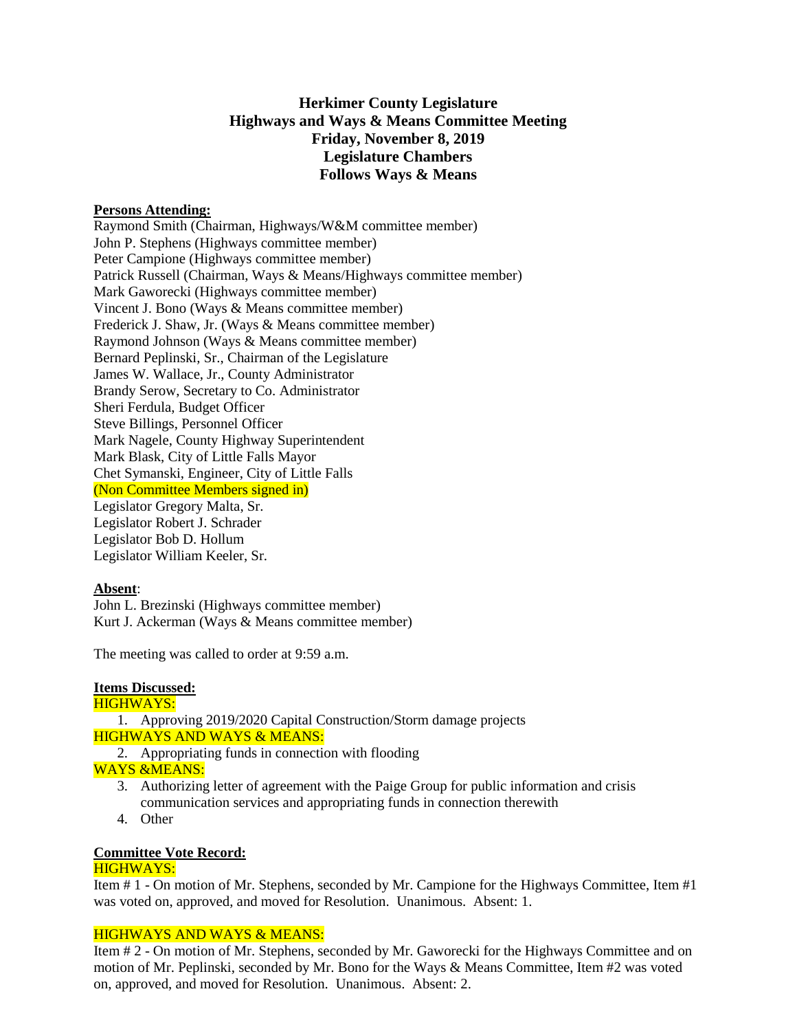# Herkimer County Legislature
## Highways and Ways & Means Committee Meeting
## Friday, November 8, 2019
## Legislature Chambers
## Follows Ways & Means

**Persons Attending:**

Raymond Smith (Chairman, Highways/W&M committee member)
John P. Stephens (Highways committee member)
Peter Campione (Highways committee member)
Patrick Russell (Chairman, Ways & Means/Highways committee member)
Mark Gaworecki (Highways committee member)
Vincent J. Bono (Ways & Means committee member)
Frederick J. Shaw, Jr. (Ways & Means committee member)
Raymond Johnson (Ways & Means committee member)
Bernard Peplinski, Sr., Chairman of the Legislature
James W. Wallace, Jr., County Administrator
Brandy Serow, Secretary to Co. Administrator
Sheri Ferdula, Budget Officer
Steve Billings, Personnel Officer
Mark Nagele, County Highway Superintendent
Mark Blask, City of Little Falls Mayor
Chet Symanski, Engineer, City of Little Falls
(Non Committee Members signed in)
Legislator Gregory Malta, Sr.
Legislator Robert J. Schrader
Legislator Bob D. Hollum
Legislator William Keeler, Sr.

**Absent**:

John L. Brezinski (Highways committee member)
Kurt J. Ackerman (Ways & Means committee member)

The meeting was called to order at 9:59 a.m.

**Items Discussed:**

HIGHWAYS:

1. Approving 2019/2020 Capital Construction/Storm damage projects

HIGHWAYS AND WAYS & MEANS:

2. Appropriating funds in connection with flooding

WAYS &MEANS:

3. Authorizing letter of agreement with the Paige Group for public information and crisis communication services and appropriating funds in connection therewith
4. Other

**Committee Vote Record:**

HIGHWAYS:

Item # 1 - On motion of Mr. Stephens, seconded by Mr. Campione for the Highways Committee, Item #1 was voted on, approved, and moved for Resolution. Unanimous. Absent: 1.

HIGHWAYS AND WAYS & MEANS:

Item # 2 - On motion of Mr. Stephens, seconded by Mr. Gaworecki for the Highways Committee and on motion of Mr. Peplinski, seconded by Mr. Bono for the Ways & Means Committee, Item #2 was voted on, approved, and moved for Resolution. Unanimous. Absent: 2.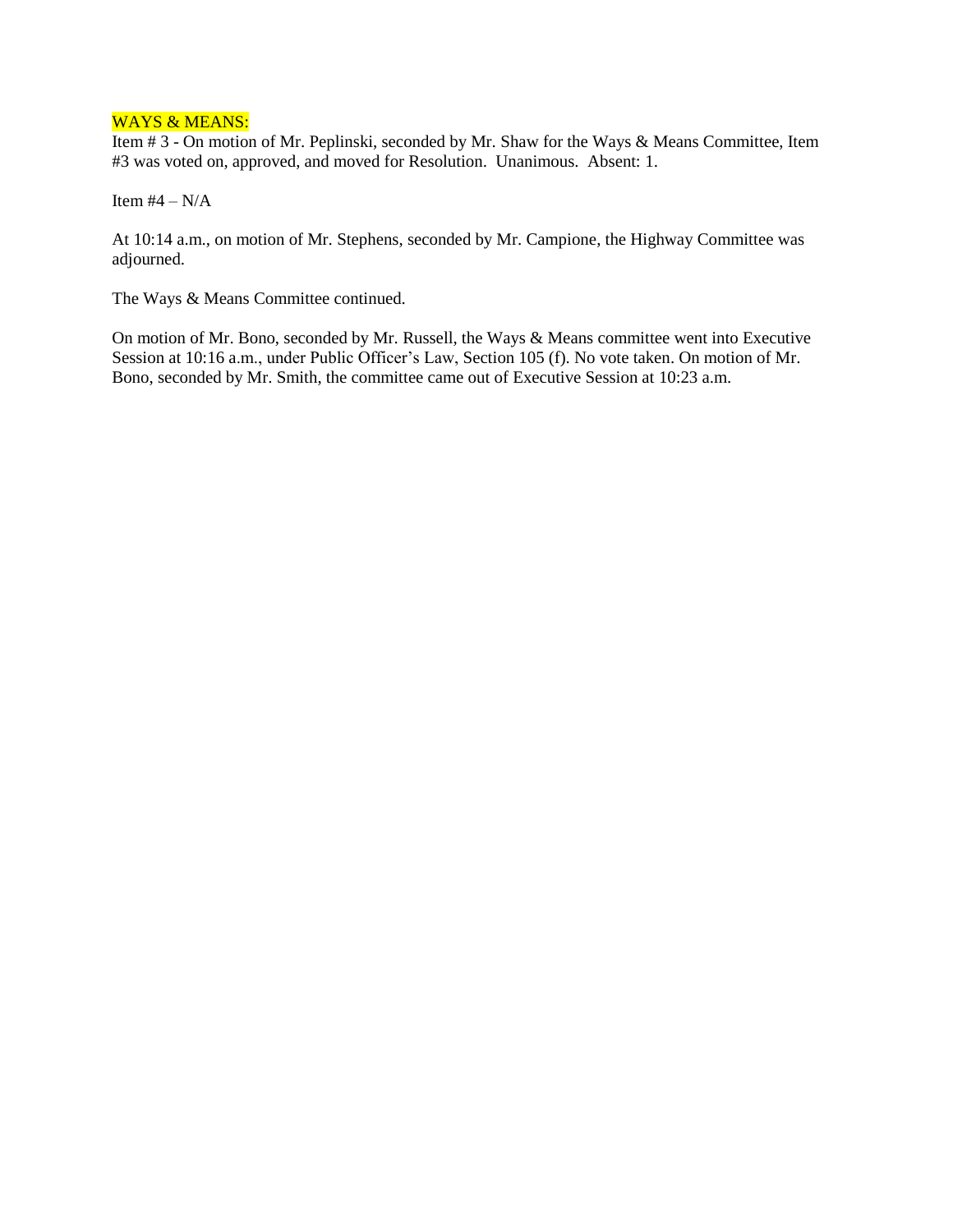WAYS & MEANS:

Item # 3 - On motion of Mr. Peplinski, seconded by Mr. Shaw for the Ways & Means Committee, Item #3 was voted on, approved, and moved for Resolution. Unanimous. Absent: 1.

Item #4 – N/A

At 10:14 a.m., on motion of Mr. Stephens, seconded by Mr. Campione, the Highway Committee was adjourned.

The Ways & Means Committee continued.

On motion of Mr. Bono, seconded by Mr. Russell, the Ways & Means committee went into Executive Session at 10:16 a.m., under Public Officer's Law, Section 105 (f). No vote taken. On motion of Mr. Bono, seconded by Mr. Smith, the committee came out of Executive Session at 10:23 a.m.